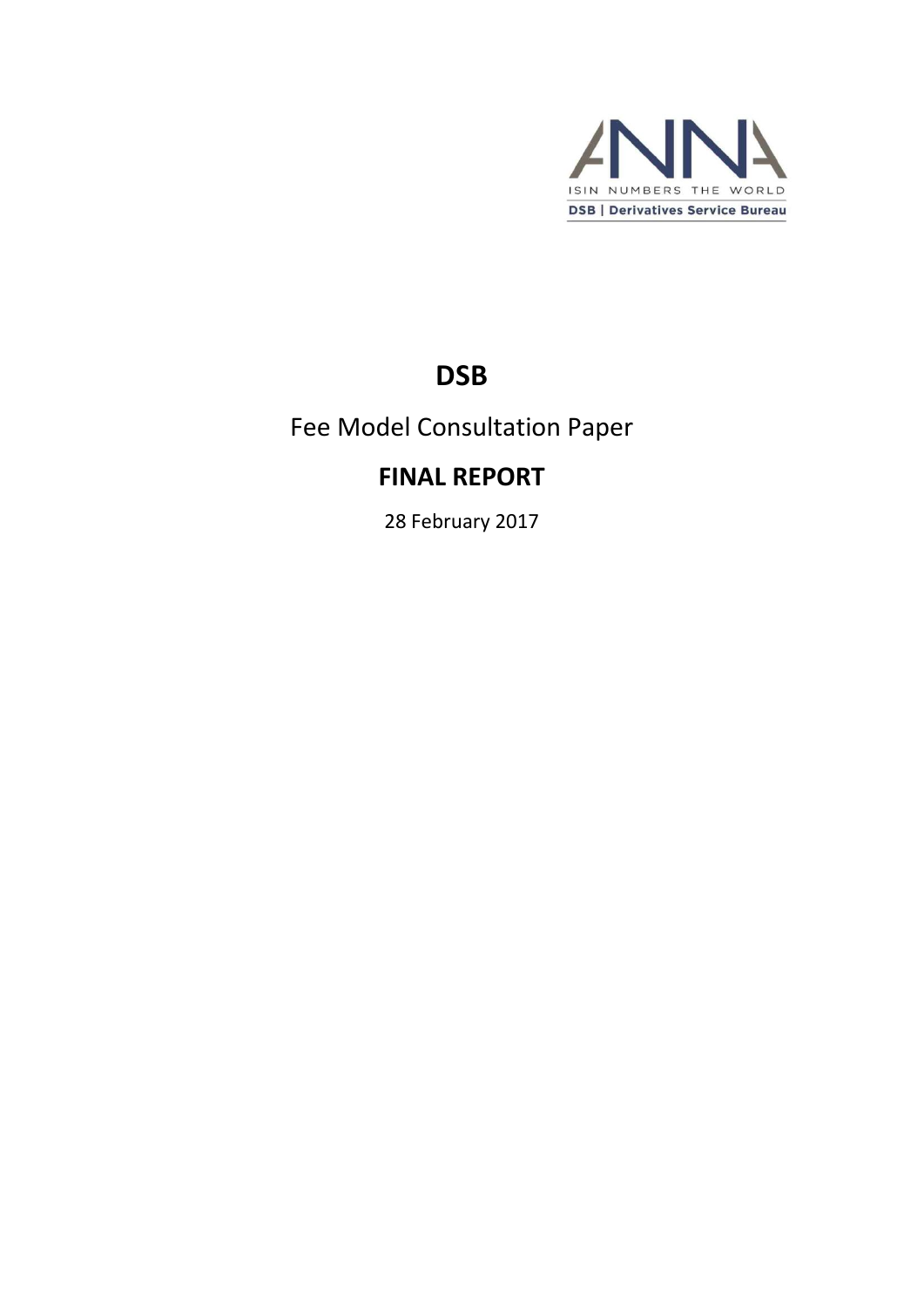ANNA

ISIN NUMBERS THE WORLD

DSB | Derivatives Service Bureau

# DSB

Fee Model Consultation Paper

## FINAL REPORT

28 February 2017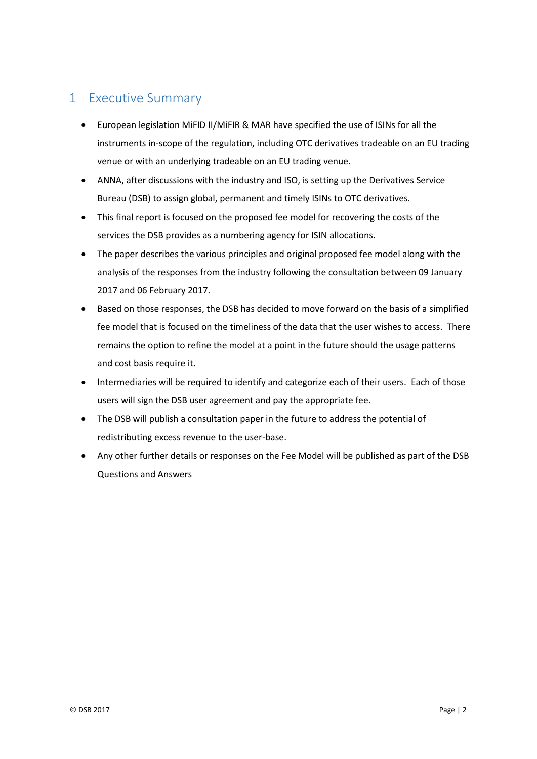# 1 Executive Summary

- European legislation MiFID II/MiFIR & MAR have specified the use of ISINs for all the instruments in-scope of the regulation, including OTC derivatives tradeable on an EU trading venue or with an underlying tradeable on an EU trading venue.
- ANNA, after discussions with the industry and ISO, is setting up the Derivatives Service Bureau (DSB) to assign global, permanent and timely ISINs to OTC derivatives.
- This final report is focused on the proposed fee model for recovering the costs of the services the DSB provides as a numbering agency for ISIN allocations.
- The paper describes the various principles and original proposed fee model along with the analysis of the responses from the industry following the consultation between 09 January 2017 and 06 February 2017.
- Based on those responses, the DSB has decided to move forward on the basis of a simplified fee model that is focused on the timeliness of the data that the user wishes to access. There remains the option to refine the model at a point in the future should the usage patterns and cost basis require it.
- Intermediaries will be required to identify and categorize each of their users. Each of those users will sign the DSB user agreement and pay the appropriate fee.
- The DSB will publish a consultation paper in the future to address the potential of redistributing excess revenue to the user-base.
- Any other further details or responses on the Fee Model will be published as part of the DSB Questions and Answers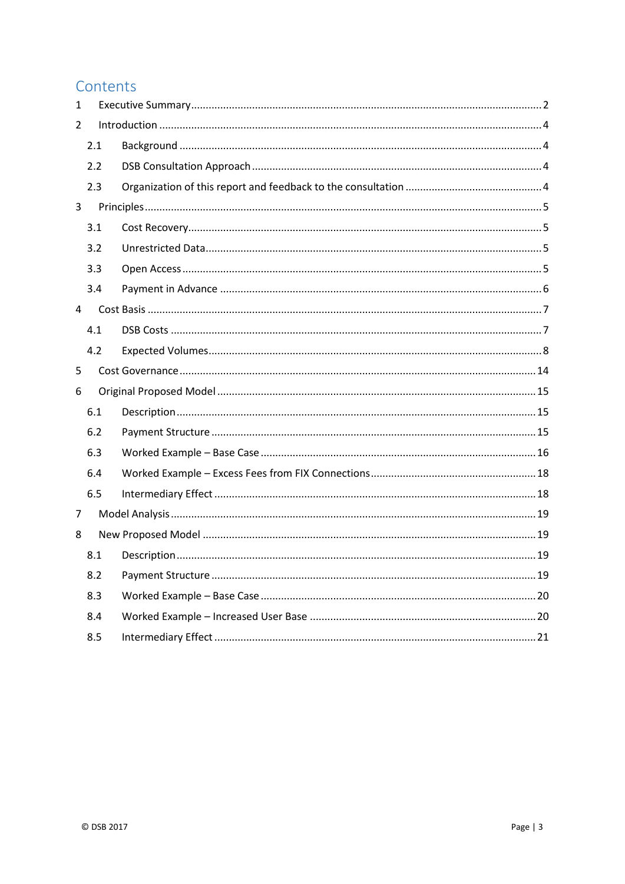# Contents

1 Executive Summary ........ 2

2 Introduction ........ 4

- 2.1 Background ........ 4
- 2.2 DSB Consultation Approach ........ 4
- 2.3 Organization of this report and feedback to the consultation ........ 4

3 Principles ........ 5

- 3.1 Cost Recovery ........ 5
- 3.2 Unrestricted Data ........ 5
- 3.3 Open Access ........ 5
- 3.4 Payment in Advance ........ 6

4 Cost Basis ........ 7

- 4.1 DSB Costs ........ 7
- 4.2 Expected Volumes ........ 8

5 Cost Governance ........ 14

6 Original Proposed Model ........ 15

- 6.1 Description ........ 15
- 6.2 Payment Structure ........ 15
- 6.3 Worked Example – Base Case ........ 16
- 6.4 Worked Example – Excess Fees from FIX Connections ........ 18
- 6.5 Intermediary Effect ........ 18

7 Model Analysis ........ 19

8 New Proposed Model ........ 19

- 8.1 Description ........ 19
- 8.2 Payment Structure ........ 19
- 8.3 Worked Example – Base Case ........ 20
- 8.4 Worked Example – Increased User Base ........ 20
- 8.5 Intermediary Effect ........ 21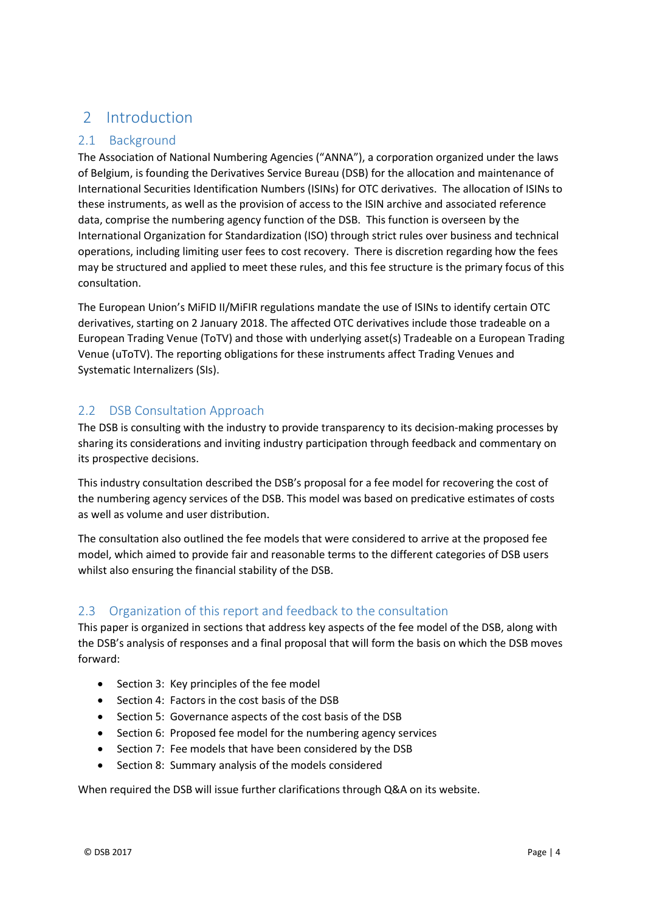# 2 Introduction

## 2.1 Background

The Association of National Numbering Agencies ("ANNA"), a corporation organized under the laws of Belgium, is founding the Derivatives Service Bureau (DSB) for the allocation and maintenance of International Securities Identification Numbers (ISINs) for OTC derivatives. The allocation of ISINs to these instruments, as well as the provision of access to the ISIN archive and associated reference data, comprise the numbering agency function of the DSB. This function is overseen by the International Organization for Standardization (ISO) through strict rules over business and technical operations, including limiting user fees to cost recovery. There is discretion regarding how the fees may be structured and applied to meet these rules, and this fee structure is the primary focus of this consultation.

The European Union's MiFID II/MiFIR regulations mandate the use of ISINs to identify certain OTC derivatives, starting on 2 January 2018. The affected OTC derivatives include those tradeable on a European Trading Venue (ToTV) and those with underlying asset(s) Tradeable on a European Trading Venue (uToTV). The reporting obligations for these instruments affect Trading Venues and Systematic Internalizers (SIs).

## 2.2 DSB Consultation Approach

The DSB is consulting with the industry to provide transparency to its decision-making processes by sharing its considerations and inviting industry participation through feedback and commentary on its prospective decisions.

This industry consultation described the DSB's proposal for a fee model for recovering the cost of the numbering agency services of the DSB. This model was based on predicative estimates of costs as well as volume and user distribution.

The consultation also outlined the fee models that were considered to arrive at the proposed fee model, which aimed to provide fair and reasonable terms to the different categories of DSB users whilst also ensuring the financial stability of the DSB.

## 2.3 Organization of this report and feedback to the consultation

This paper is organized in sections that address key aspects of the fee model of the DSB, along with the DSB's analysis of responses and a final proposal that will form the basis on which the DSB moves forward:

- Section 3: Key principles of the fee model
- Section 4: Factors in the cost basis of the DSB
- Section 5: Governance aspects of the cost basis of the DSB
- Section 6: Proposed fee model for the numbering agency services
- Section 7: Fee models that have been considered by the DSB
- Section 8: Summary analysis of the models considered

When required the DSB will issue further clarifications through Q&A on its website.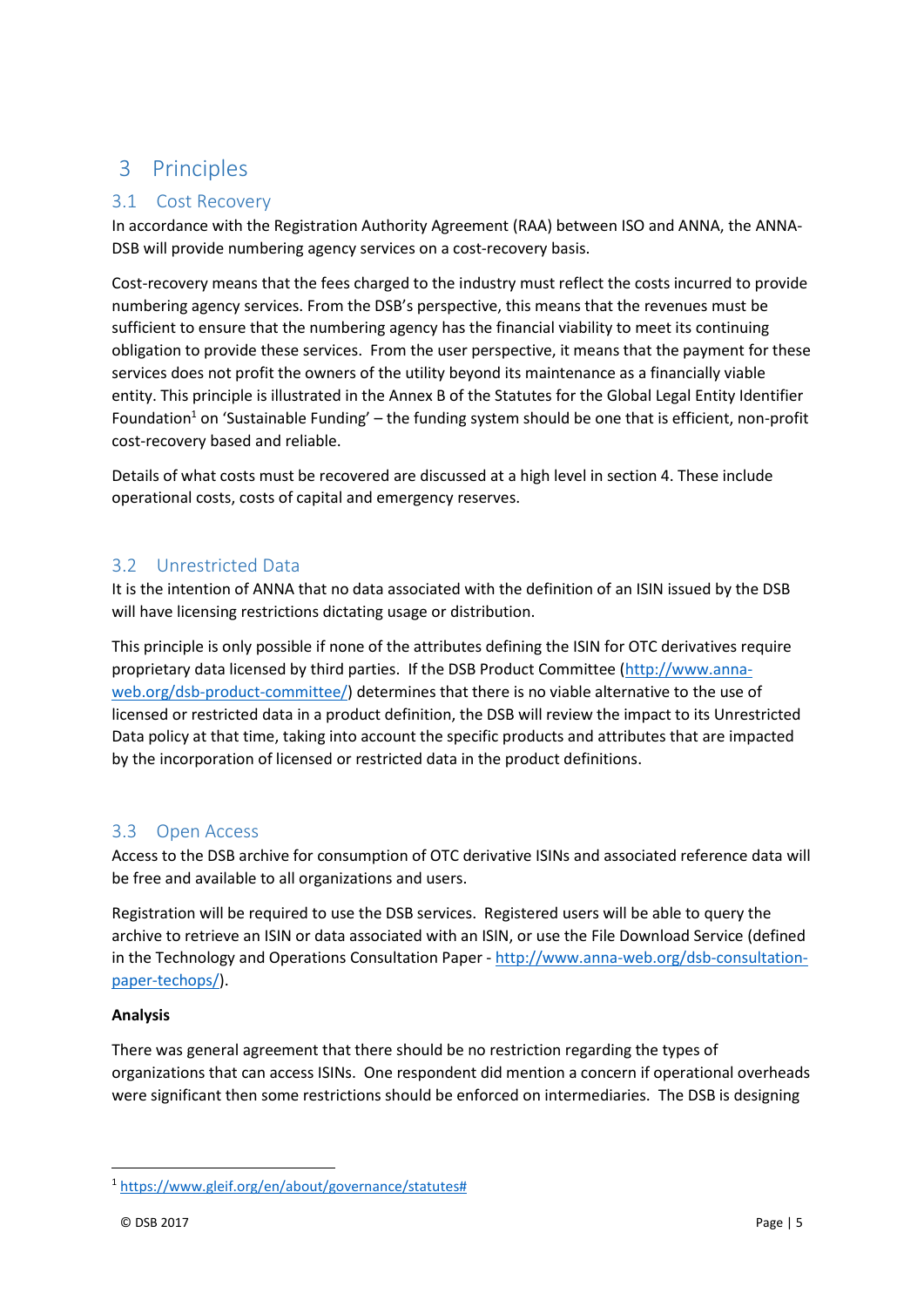# 3 Principles

## 3.1 Cost Recovery

In accordance with the Registration Authority Agreement (RAA) between ISO and ANNA, the ANNA-DSB will provide numbering agency services on a cost-recovery basis.

Cost-recovery means that the fees charged to the industry must reflect the costs incurred to provide numbering agency services. From the DSB's perspective, this means that the revenues must be sufficient to ensure that the numbering agency has the financial viability to meet its continuing obligation to provide these services. From the user perspective, it means that the payment for these services does not profit the owners of the utility beyond its maintenance as a financially viable entity. This principle is illustrated in the Annex B of the Statutes for the Global Legal Entity Identifier Foundation[1] on 'Sustainable Funding' – the funding system should be one that is efficient, non-profit cost-recovery based and reliable.

Details of what costs must be recovered are discussed at a high level in section 4. These include operational costs, costs of capital and emergency reserves.

## 3.2 Unrestricted Data

It is the intention of ANNA that no data associated with the definition of an ISIN issued by the DSB will have licensing restrictions dictating usage or distribution.

This principle is only possible if none of the attributes defining the ISIN for OTC derivatives require proprietary data licensed by third parties. If the DSB Product Committee (http://www.anna-web.org/dsb-product-committee/) determines that there is no viable alternative to the use of licensed or restricted data in a product definition, the DSB will review the impact to its Unrestricted Data policy at that time, taking into account the specific products and attributes that are impacted by the incorporation of licensed or restricted data in the product definitions.

## 3.3 Open Access

Access to the DSB archive for consumption of OTC derivative ISINs and associated reference data will be free and available to all organizations and users.

Registration will be required to use the DSB services. Registered users will be able to query the archive to retrieve an ISIN or data associated with an ISIN, or use the File Download Service (defined in the Technology and Operations Consultation Paper - http://www.anna-web.org/dsb-consultation-paper-techops/).

**Analysis**

There was general agreement that there should be no restriction regarding the types of organizations that can access ISINs. One respondent did mention a concern if operational overheads were significant then some restrictions should be enforced on intermediaries. The DSB is designing

---

[1] https://www.gleif.org/en/about/governance/statutes#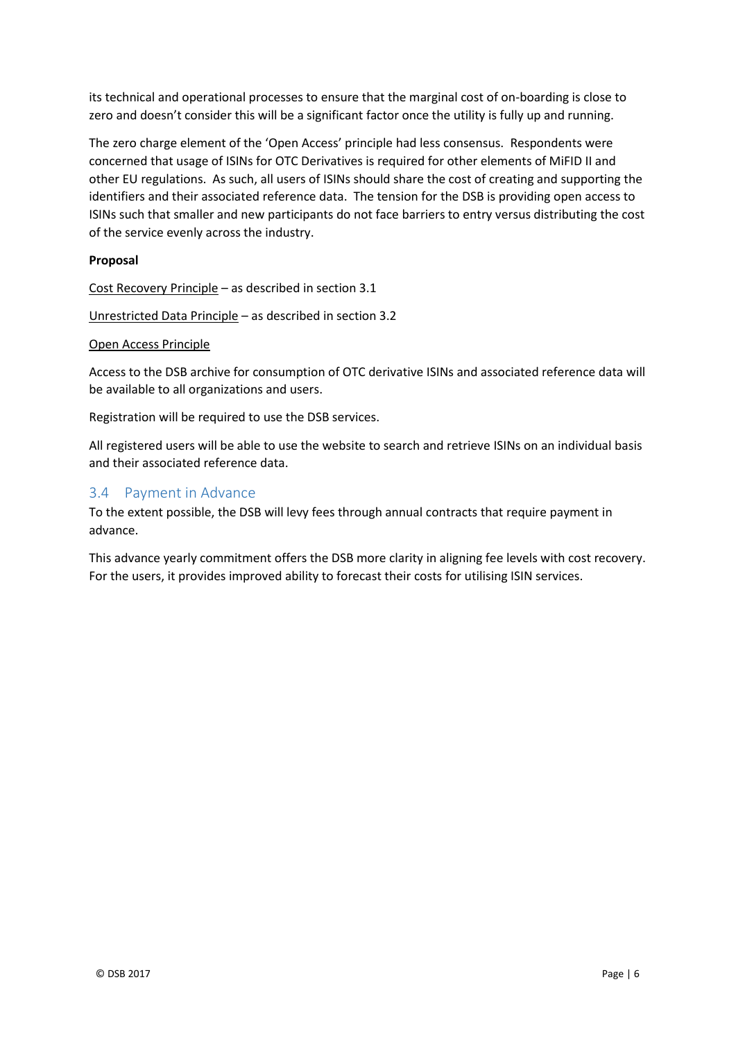its technical and operational processes to ensure that the marginal cost of on-boarding is close to zero and doesn't consider this will be a significant factor once the utility is fully up and running.

The zero charge element of the 'Open Access' principle had less consensus. Respondents were concerned that usage of ISINs for OTC Derivatives is required for other elements of MiFID II and other EU regulations. As such, all users of ISINs should share the cost of creating and supporting the identifiers and their associated reference data. The tension for the DSB is providing open access to ISINs such that smaller and new participants do not face barriers to entry versus distributing the cost of the service evenly across the industry.

**Proposal**

Cost Recovery Principle – as described in section 3.1

Unrestricted Data Principle – as described in section 3.2

Open Access Principle

Access to the DSB archive for consumption of OTC derivative ISINs and associated reference data will be available to all organizations and users.

Registration will be required to use the DSB services.

All registered users will be able to use the website to search and retrieve ISINs on an individual basis and their associated reference data.

## 3.4 Payment in Advance

To the extent possible, the DSB will levy fees through annual contracts that require payment in advance.

This advance yearly commitment offers the DSB more clarity in aligning fee levels with cost recovery. For the users, it provides improved ability to forecast their costs for utilising ISIN services.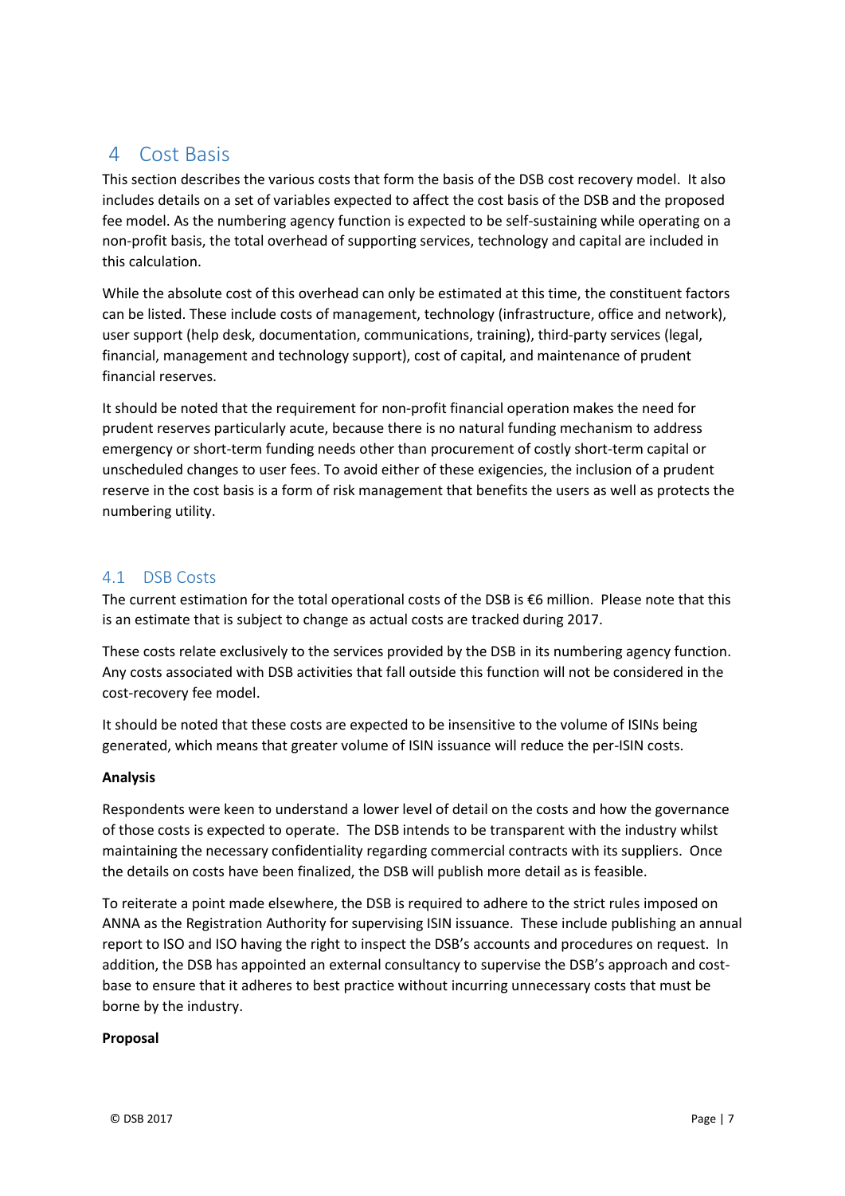# 4 Cost Basis

This section describes the various costs that form the basis of the DSB cost recovery model. It also includes details on a set of variables expected to affect the cost basis of the DSB and the proposed fee model. As the numbering agency function is expected to be self-sustaining while operating on a non-profit basis, the total overhead of supporting services, technology and capital are included in this calculation.

While the absolute cost of this overhead can only be estimated at this time, the constituent factors can be listed. These include costs of management, technology (infrastructure, office and network), user support (help desk, documentation, communications, training), third-party services (legal, financial, management and technology support), cost of capital, and maintenance of prudent financial reserves.

It should be noted that the requirement for non-profit financial operation makes the need for prudent reserves particularly acute, because there is no natural funding mechanism to address emergency or short-term funding needs other than procurement of costly short-term capital or unscheduled changes to user fees. To avoid either of these exigencies, the inclusion of a prudent reserve in the cost basis is a form of risk management that benefits the users as well as protects the numbering utility.

## 4.1 DSB Costs

The current estimation for the total operational costs of the DSB is €6 million. Please note that this is an estimate that is subject to change as actual costs are tracked during 2017.

These costs relate exclusively to the services provided by the DSB in its numbering agency function. Any costs associated with DSB activities that fall outside this function will not be considered in the cost-recovery fee model.

It should be noted that these costs are expected to be insensitive to the volume of ISINs being generated, which means that greater volume of ISIN issuance will reduce the per-ISIN costs.

**Analysis**

Respondents were keen to understand a lower level of detail on the costs and how the governance of those costs is expected to operate. The DSB intends to be transparent with the industry whilst maintaining the necessary confidentiality regarding commercial contracts with its suppliers. Once the details on costs have been finalized, the DSB will publish more detail as is feasible.

To reiterate a point made elsewhere, the DSB is required to adhere to the strict rules imposed on ANNA as the Registration Authority for supervising ISIN issuance. These include publishing an annual report to ISO and ISO having the right to inspect the DSB's accounts and procedures on request. In addition, the DSB has appointed an external consultancy to supervise the DSB's approach and cost-base to ensure that it adheres to best practice without incurring unnecessary costs that must be borne by the industry.

**Proposal**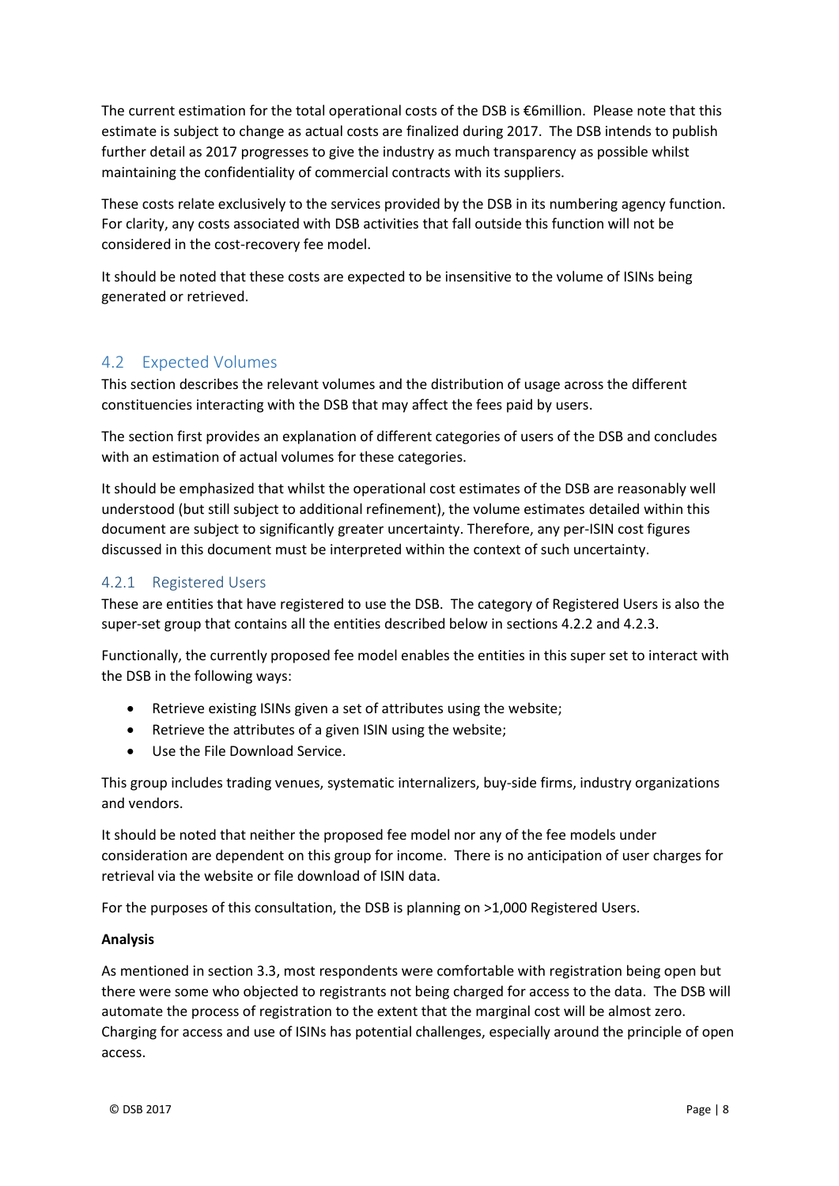The current estimation for the total operational costs of the DSB is €6million. Please note that this estimate is subject to change as actual costs are finalized during 2017. The DSB intends to publish further detail as 2017 progresses to give the industry as much transparency as possible whilst maintaining the confidentiality of commercial contracts with its suppliers.

These costs relate exclusively to the services provided by the DSB in its numbering agency function. For clarity, any costs associated with DSB activities that fall outside this function will not be considered in the cost-recovery fee model.

It should be noted that these costs are expected to be insensitive to the volume of ISINs being generated or retrieved.

## 4.2 Expected Volumes

This section describes the relevant volumes and the distribution of usage across the different constituencies interacting with the DSB that may affect the fees paid by users.

The section first provides an explanation of different categories of users of the DSB and concludes with an estimation of actual volumes for these categories.

It should be emphasized that whilst the operational cost estimates of the DSB are reasonably well understood (but still subject to additional refinement), the volume estimates detailed within this document are subject to significantly greater uncertainty. Therefore, any per-ISIN cost figures discussed in this document must be interpreted within the context of such uncertainty.

### 4.2.1 Registered Users

These are entities that have registered to use the DSB. The category of Registered Users is also the super-set group that contains all the entities described below in sections 4.2.2 and 4.2.3.

Functionally, the currently proposed fee model enables the entities in this super set to interact with the DSB in the following ways:

- Retrieve existing ISINs given a set of attributes using the website;
- Retrieve the attributes of a given ISIN using the website;
- Use the File Download Service.

This group includes trading venues, systematic internalizers, buy-side firms, industry organizations and vendors.

It should be noted that neither the proposed fee model nor any of the fee models under consideration are dependent on this group for income. There is no anticipation of user charges for retrieval via the website or file download of ISIN data.

For the purposes of this consultation, the DSB is planning on >1,000 Registered Users.

**Analysis**

As mentioned in section 3.3, most respondents were comfortable with registration being open but there were some who objected to registrants not being charged for access to the data. The DSB will automate the process of registration to the extent that the marginal cost will be almost zero. Charging for access and use of ISINs has potential challenges, especially around the principle of open access.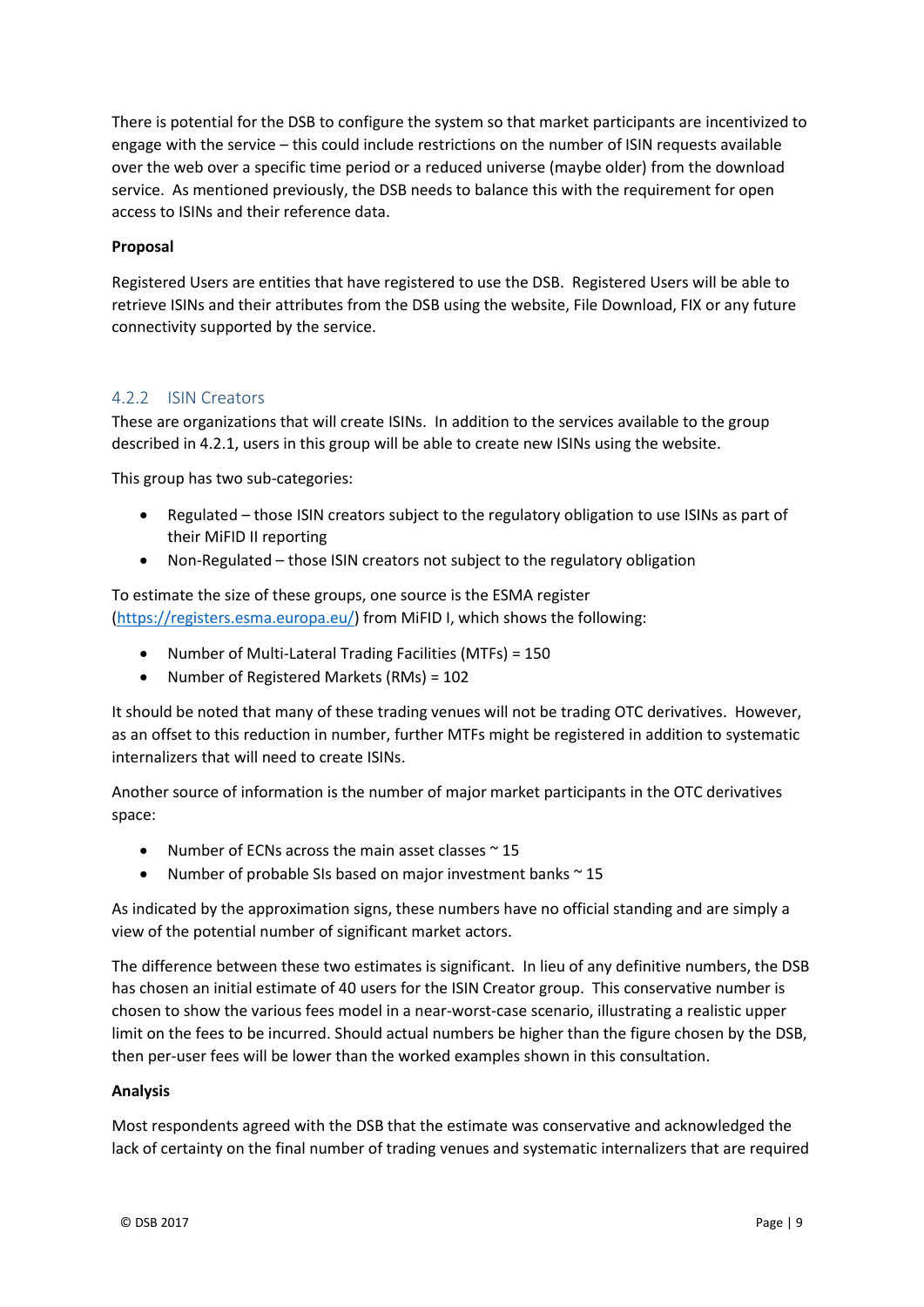There is potential for the DSB to configure the system so that market participants are incentivized to engage with the service – this could include restrictions on the number of ISIN requests available over the web over a specific time period or a reduced universe (maybe older) from the download service. As mentioned previously, the DSB needs to balance this with the requirement for open access to ISINs and their reference data.

**Proposal**

Registered Users are entities that have registered to use the DSB. Registered Users will be able to retrieve ISINs and their attributes from the DSB using the website, File Download, FIX or any future connectivity supported by the service.

### 4.2.2 ISIN Creators

These are organizations that will create ISINs. In addition to the services available to the group described in 4.2.1, users in this group will be able to create new ISINs using the website.

This group has two sub-categories:

- Regulated – those ISIN creators subject to the regulatory obligation to use ISINs as part of their MiFID II reporting
- Non-Regulated – those ISIN creators not subject to the regulatory obligation

To estimate the size of these groups, one source is the ESMA register (https://registers.esma.europa.eu/) from MiFID I, which shows the following:

- Number of Multi-Lateral Trading Facilities (MTFs) = 150
- Number of Registered Markets (RMs) = 102

It should be noted that many of these trading venues will not be trading OTC derivatives. However, as an offset to this reduction in number, further MTFs might be registered in addition to systematic internalizers that will need to create ISINs.

Another source of information is the number of major market participants in the OTC derivatives space:

- Number of ECNs across the main asset classes ~ 15
- Number of probable SIs based on major investment banks ~ 15

As indicated by the approximation signs, these numbers have no official standing and are simply a view of the potential number of significant market actors.

The difference between these two estimates is significant. In lieu of any definitive numbers, the DSB has chosen an initial estimate of 40 users for the ISIN Creator group. This conservative number is chosen to show the various fees model in a near-worst-case scenario, illustrating a realistic upper limit on the fees to be incurred. Should actual numbers be higher than the figure chosen by the DSB, then per-user fees will be lower than the worked examples shown in this consultation.

**Analysis**

Most respondents agreed with the DSB that the estimate was conservative and acknowledged the lack of certainty on the final number of trading venues and systematic internalizers that are required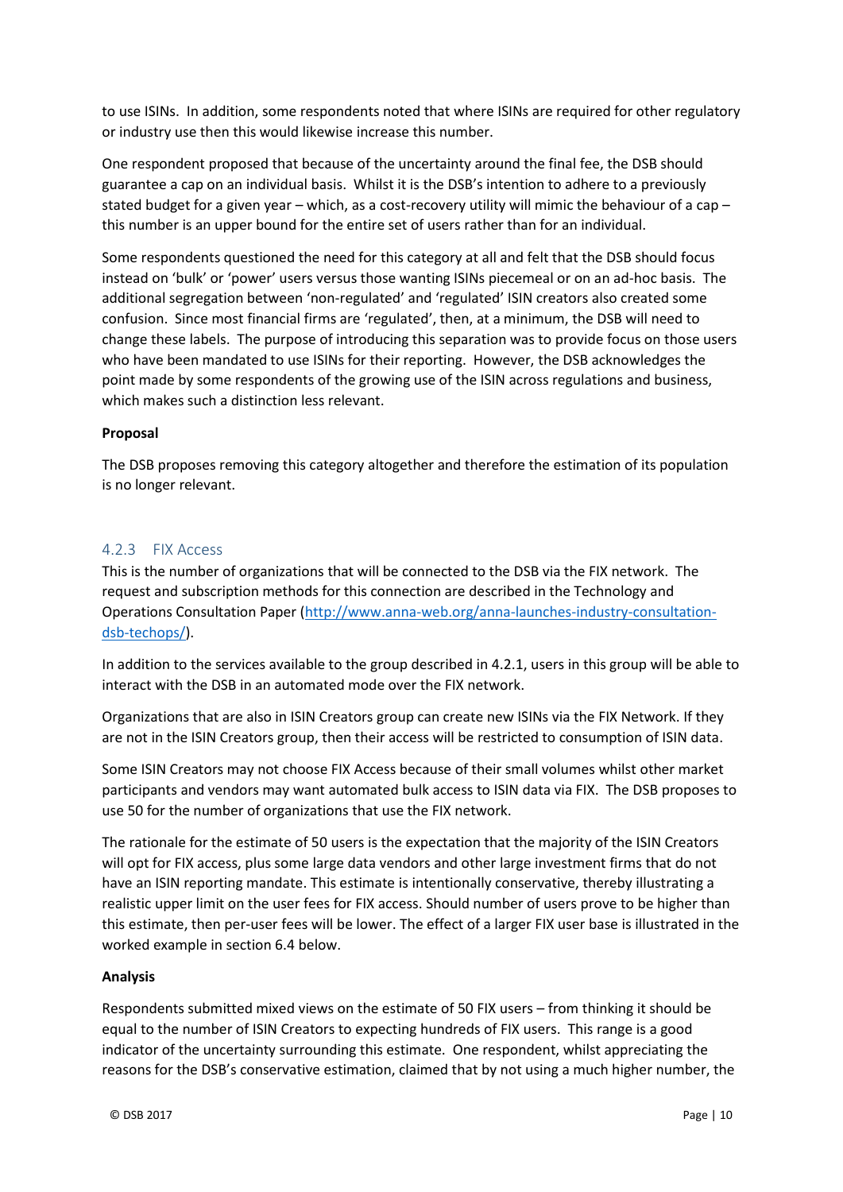to use ISINs. In addition, some respondents noted that where ISINs are required for other regulatory or industry use then this would likewise increase this number.

One respondent proposed that because of the uncertainty around the final fee, the DSB should guarantee a cap on an individual basis. Whilst it is the DSB's intention to adhere to a previously stated budget for a given year – which, as a cost-recovery utility will mimic the behaviour of a cap – this number is an upper bound for the entire set of users rather than for an individual.

Some respondents questioned the need for this category at all and felt that the DSB should focus instead on 'bulk' or 'power' users versus those wanting ISINs piecemeal or on an ad-hoc basis. The additional segregation between 'non-regulated' and 'regulated' ISIN creators also created some confusion. Since most financial firms are 'regulated', then, at a minimum, the DSB will need to change these labels. The purpose of introducing this separation was to provide focus on those users who have been mandated to use ISINs for their reporting. However, the DSB acknowledges the point made by some respondents of the growing use of the ISIN across regulations and business, which makes such a distinction less relevant.

**Proposal**

The DSB proposes removing this category altogether and therefore the estimation of its population is no longer relevant.

### 4.2.3 FIX Access

This is the number of organizations that will be connected to the DSB via the FIX network. The request and subscription methods for this connection are described in the Technology and Operations Consultation Paper (http://www.anna-web.org/anna-launches-industry-consultation-dsb-techops/).

In addition to the services available to the group described in 4.2.1, users in this group will be able to interact with the DSB in an automated mode over the FIX network.

Organizations that are also in ISIN Creators group can create new ISINs via the FIX Network. If they are not in the ISIN Creators group, then their access will be restricted to consumption of ISIN data.

Some ISIN Creators may not choose FIX Access because of their small volumes whilst other market participants and vendors may want automated bulk access to ISIN data via FIX. The DSB proposes to use 50 for the number of organizations that use the FIX network.

The rationale for the estimate of 50 users is the expectation that the majority of the ISIN Creators will opt for FIX access, plus some large data vendors and other large investment firms that do not have an ISIN reporting mandate. This estimate is intentionally conservative, thereby illustrating a realistic upper limit on the user fees for FIX access. Should number of users prove to be higher than this estimate, then per-user fees will be lower. The effect of a larger FIX user base is illustrated in the worked example in section 6.4 below.

**Analysis**

Respondents submitted mixed views on the estimate of 50 FIX users – from thinking it should be equal to the number of ISIN Creators to expecting hundreds of FIX users. This range is a good indicator of the uncertainty surrounding this estimate. One respondent, whilst appreciating the reasons for the DSB's conservative estimation, claimed that by not using a much higher number, the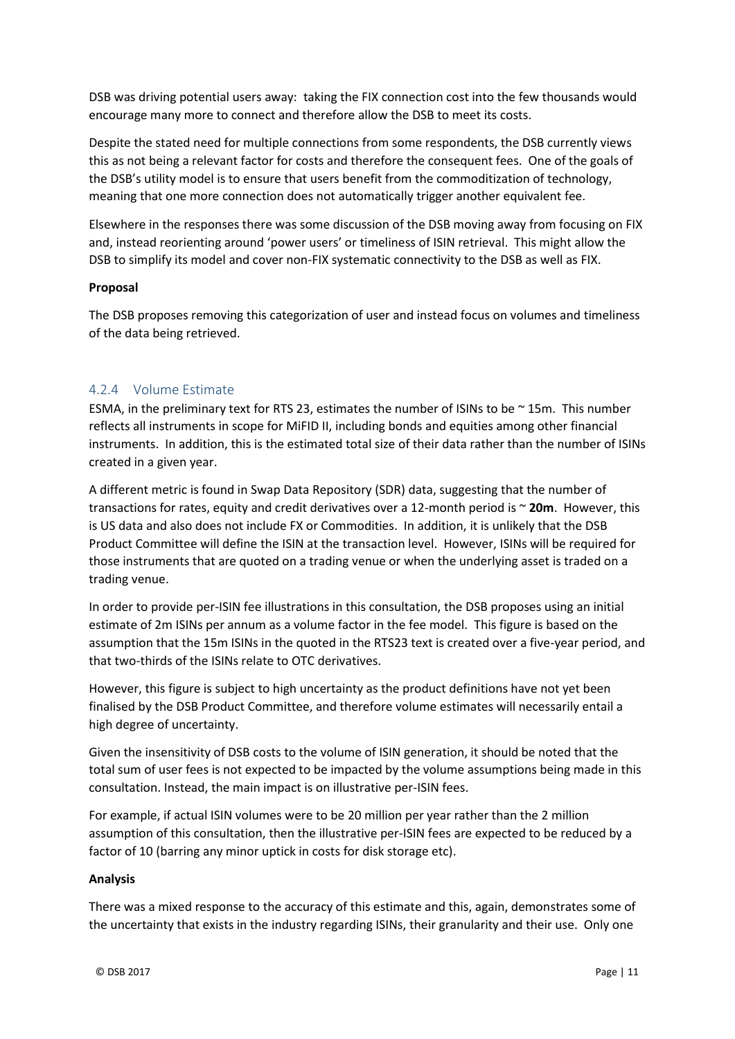DSB was driving potential users away: taking the FIX connection cost into the few thousands would encourage many more to connect and therefore allow the DSB to meet its costs.

Despite the stated need for multiple connections from some respondents, the DSB currently views this as not being a relevant factor for costs and therefore the consequent fees. One of the goals of the DSB's utility model is to ensure that users benefit from the commoditization of technology, meaning that one more connection does not automatically trigger another equivalent fee.

Elsewhere in the responses there was some discussion of the DSB moving away from focusing on FIX and, instead reorienting around 'power users' or timeliness of ISIN retrieval. This might allow the DSB to simplify its model and cover non-FIX systematic connectivity to the DSB as well as FIX.

**Proposal**

The DSB proposes removing this categorization of user and instead focus on volumes and timeliness of the data being retrieved.

### 4.2.4 Volume Estimate

ESMA, in the preliminary text for RTS 23, estimates the number of ISINs to be ~ 15m. This number reflects all instruments in scope for MiFID II, including bonds and equities among other financial instruments. In addition, this is the estimated total size of their data rather than the number of ISINs created in a given year.

A different metric is found in Swap Data Repository (SDR) data, suggesting that the number of transactions for rates, equity and credit derivatives over a 12-month period is ~ **20m**. However, this is US data and also does not include FX or Commodities. In addition, it is unlikely that the DSB Product Committee will define the ISIN at the transaction level. However, ISINs will be required for those instruments that are quoted on a trading venue or when the underlying asset is traded on a trading venue.

In order to provide per-ISIN fee illustrations in this consultation, the DSB proposes using an initial estimate of 2m ISINs per annum as a volume factor in the fee model. This figure is based on the assumption that the 15m ISINs in the quoted in the RTS23 text is created over a five-year period, and that two-thirds of the ISINs relate to OTC derivatives.

However, this figure is subject to high uncertainty as the product definitions have not yet been finalised by the DSB Product Committee, and therefore volume estimates will necessarily entail a high degree of uncertainty.

Given the insensitivity of DSB costs to the volume of ISIN generation, it should be noted that the total sum of user fees is not expected to be impacted by the volume assumptions being made in this consultation. Instead, the main impact is on illustrative per-ISIN fees.

For example, if actual ISIN volumes were to be 20 million per year rather than the 2 million assumption of this consultation, then the illustrative per-ISIN fees are expected to be reduced by a factor of 10 (barring any minor uptick in costs for disk storage etc).

**Analysis**

There was a mixed response to the accuracy of this estimate and this, again, demonstrates some of the uncertainty that exists in the industry regarding ISINs, their granularity and their use. Only one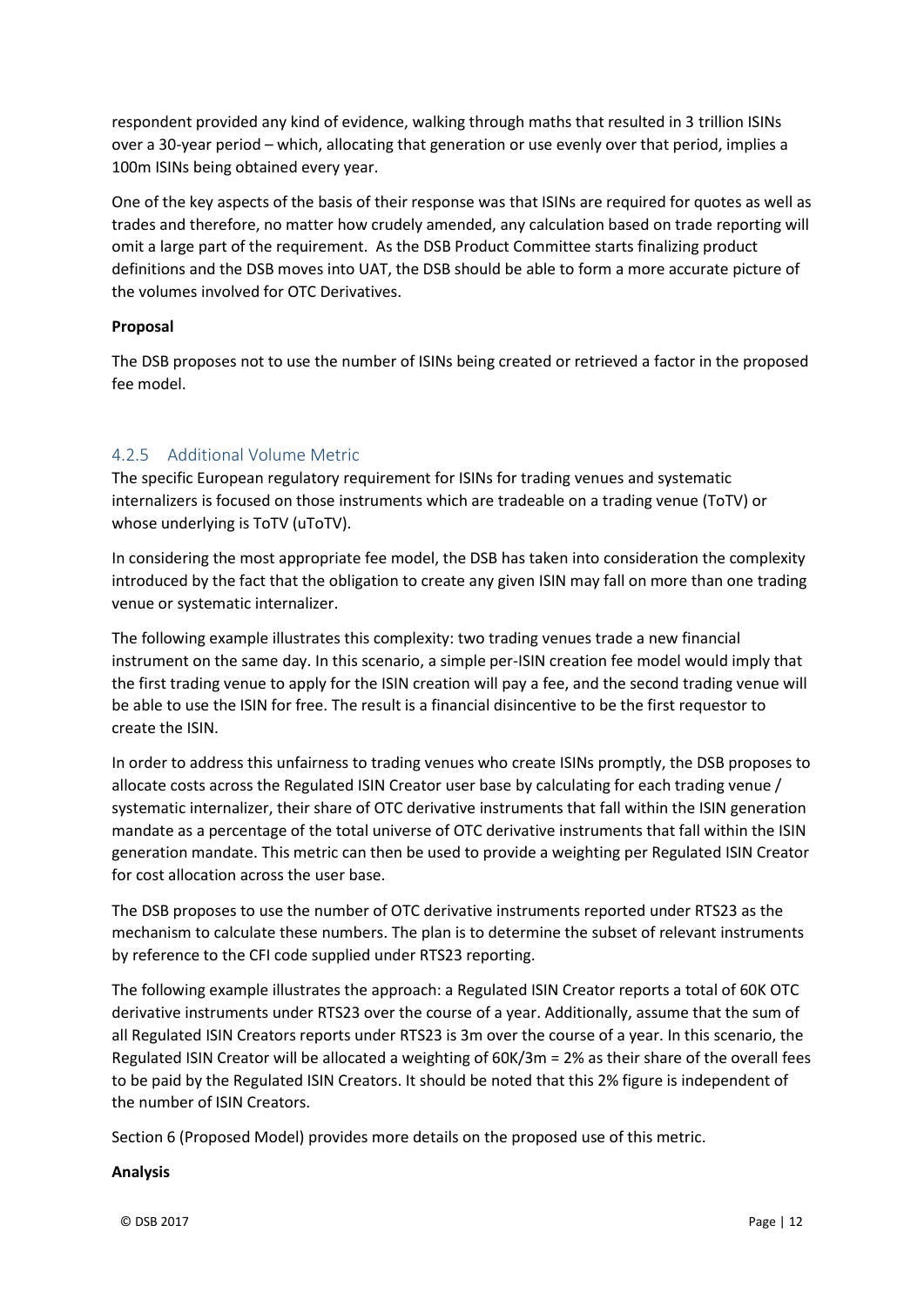respondent provided any kind of evidence, walking through maths that resulted in 3 trillion ISINs over a 30-year period – which, allocating that generation or use evenly over that period, implies a 100m ISINs being obtained every year.

One of the key aspects of the basis of their response was that ISINs are required for quotes as well as trades and therefore, no matter how crudely amended, any calculation based on trade reporting will omit a large part of the requirement. As the DSB Product Committee starts finalizing product definitions and the DSB moves into UAT, the DSB should be able to form a more accurate picture of the volumes involved for OTC Derivatives.

**Proposal**

The DSB proposes not to use the number of ISINs being created or retrieved a factor in the proposed fee model.

### 4.2.5 Additional Volume Metric

The specific European regulatory requirement for ISINs for trading venues and systematic internalizers is focused on those instruments which are tradeable on a trading venue (ToTV) or whose underlying is ToTV (uToTV).

In considering the most appropriate fee model, the DSB has taken into consideration the complexity introduced by the fact that the obligation to create any given ISIN may fall on more than one trading venue or systematic internalizer.

The following example illustrates this complexity: two trading venues trade a new financial instrument on the same day. In this scenario, a simple per-ISIN creation fee model would imply that the first trading venue to apply for the ISIN creation will pay a fee, and the second trading venue will be able to use the ISIN for free. The result is a financial disincentive to be the first requestor to create the ISIN.

In order to address this unfairness to trading venues who create ISINs promptly, the DSB proposes to allocate costs across the Regulated ISIN Creator user base by calculating for each trading venue / systematic internalizer, their share of OTC derivative instruments that fall within the ISIN generation mandate as a percentage of the total universe of OTC derivative instruments that fall within the ISIN generation mandate. This metric can then be used to provide a weighting per Regulated ISIN Creator for cost allocation across the user base.

The DSB proposes to use the number of OTC derivative instruments reported under RTS23 as the mechanism to calculate these numbers. The plan is to determine the subset of relevant instruments by reference to the CFI code supplied under RTS23 reporting.

The following example illustrates the approach: a Regulated ISIN Creator reports a total of 60K OTC derivative instruments under RTS23 over the course of a year. Additionally, assume that the sum of all Regulated ISIN Creators reports under RTS23 is 3m over the course of a year. In this scenario, the Regulated ISIN Creator will be allocated a weighting of 60K/3m = 2% as their share of the overall fees to be paid by the Regulated ISIN Creators. It should be noted that this 2% figure is independent of the number of ISIN Creators.

Section 6 (Proposed Model) provides more details on the proposed use of this metric.

**Analysis**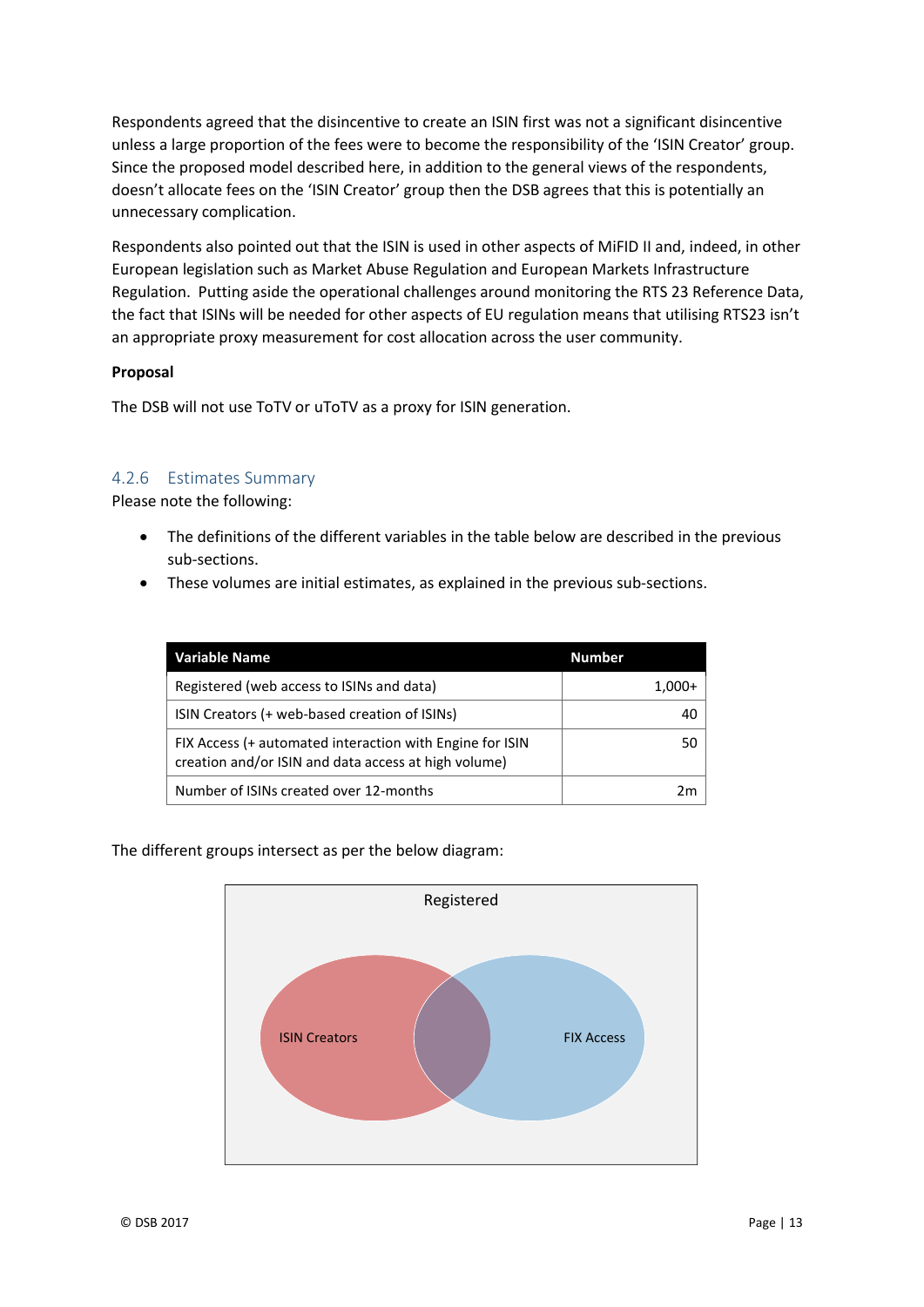Respondents agreed that the disincentive to create an ISIN first was not a significant disincentive unless a large proportion of the fees were to become the responsibility of the 'ISIN Creator' group. Since the proposed model described here, in addition to the general views of the respondents, doesn't allocate fees on the 'ISIN Creator' group then the DSB agrees that this is potentially an unnecessary complication.

Respondents also pointed out that the ISIN is used in other aspects of MiFID II and, indeed, in other European legislation such as Market Abuse Regulation and European Markets Infrastructure Regulation. Putting aside the operational challenges around monitoring the RTS 23 Reference Data, the fact that ISINs will be needed for other aspects of EU regulation means that utilising RTS23 isn't an appropriate proxy measurement for cost allocation across the user community.

**Proposal**

The DSB will not use ToTV or uToTV as a proxy for ISIN generation.

### 4.2.6 Estimates Summary

Please note the following:

- The definitions of the different variables in the table below are described in the previous sub-sections.
- These volumes are initial estimates, as explained in the previous sub-sections.

| Variable Name | Number |
|---|---|
| Registered (web access to ISINs and data) | 1,000+ |
| ISIN Creators (+ web-based creation of ISINs) | 40 |
| FIX Access (+ automated interaction with Engine for ISIN creation and/or ISIN and data access at high volume) | 50 |
| Number of ISINs created over 12-months | 2m |

The different groups intersect as per the below diagram:

Registered

ISIN Creators

FIX Access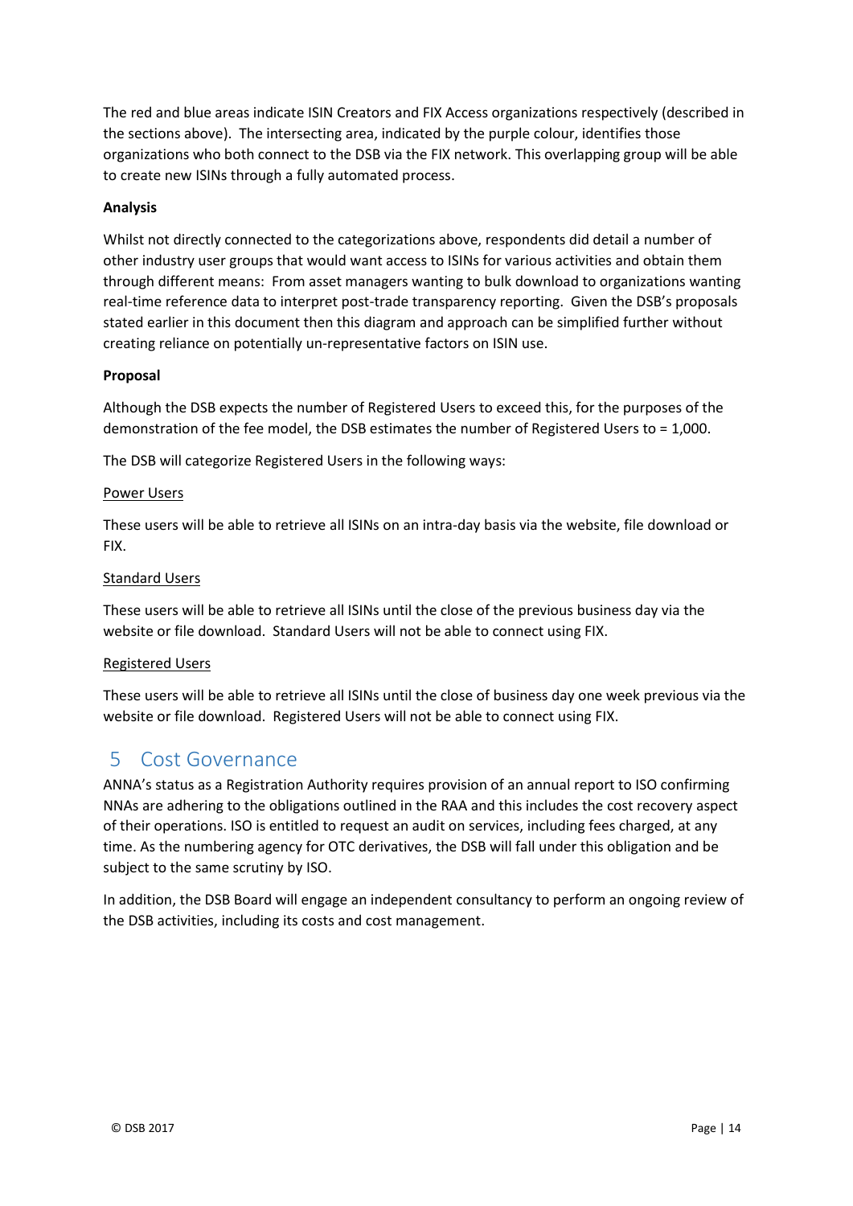The red and blue areas indicate ISIN Creators and FIX Access organizations respectively (described in the sections above). The intersecting area, indicated by the purple colour, identifies those organizations who both connect to the DSB via the FIX network. This overlapping group will be able to create new ISINs through a fully automated process.

**Analysis**

Whilst not directly connected to the categorizations above, respondents did detail a number of other industry user groups that would want access to ISINs for various activities and obtain them through different means: From asset managers wanting to bulk download to organizations wanting real-time reference data to interpret post-trade transparency reporting. Given the DSB's proposals stated earlier in this document then this diagram and approach can be simplified further without creating reliance on potentially un-representative factors on ISIN use.

**Proposal**

Although the DSB expects the number of Registered Users to exceed this, for the purposes of the demonstration of the fee model, the DSB estimates the number of Registered Users to = 1,000.

The DSB will categorize Registered Users in the following ways:

<u>Power Users</u>

These users will be able to retrieve all ISINs on an intra-day basis via the website, file download or FIX.

<u>Standard Users</u>

These users will be able to retrieve all ISINs until the close of the previous business day via the website or file download. Standard Users will not be able to connect using FIX.

<u>Registered Users</u>

These users will be able to retrieve all ISINs until the close of business day one week previous via the website or file download. Registered Users will not be able to connect using FIX.

# 5 Cost Governance

ANNA's status as a Registration Authority requires provision of an annual report to ISO confirming NNAs are adhering to the obligations outlined in the RAA and this includes the cost recovery aspect of their operations. ISO is entitled to request an audit on services, including fees charged, at any time. As the numbering agency for OTC derivatives, the DSB will fall under this obligation and be subject to the same scrutiny by ISO.

In addition, the DSB Board will engage an independent consultancy to perform an ongoing review of the DSB activities, including its costs and cost management.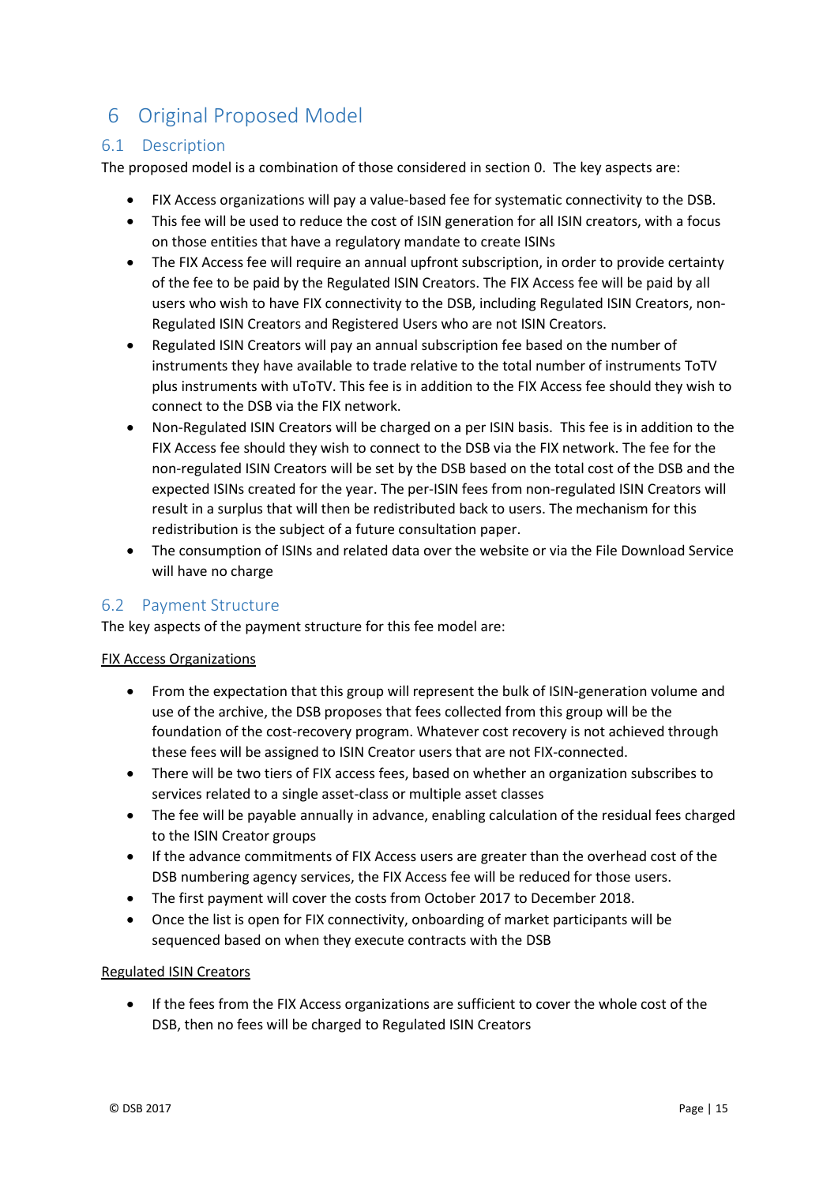# 6 Original Proposed Model

## 6.1 Description

The proposed model is a combination of those considered in section 0. The key aspects are:

- FIX Access organizations will pay a value-based fee for systematic connectivity to the DSB.
- This fee will be used to reduce the cost of ISIN generation for all ISIN creators, with a focus on those entities that have a regulatory mandate to create ISINs
- The FIX Access fee will require an annual upfront subscription, in order to provide certainty of the fee to be paid by the Regulated ISIN Creators. The FIX Access fee will be paid by all users who wish to have FIX connectivity to the DSB, including Regulated ISIN Creators, non-Regulated ISIN Creators and Registered Users who are not ISIN Creators.
- Regulated ISIN Creators will pay an annual subscription fee based on the number of instruments they have available to trade relative to the total number of instruments ToTV plus instruments with uToTV. This fee is in addition to the FIX Access fee should they wish to connect to the DSB via the FIX network.
- Non-Regulated ISIN Creators will be charged on a per ISIN basis. This fee is in addition to the FIX Access fee should they wish to connect to the DSB via the FIX network. The fee for the non-regulated ISIN Creators will be set by the DSB based on the total cost of the DSB and the expected ISINs created for the year. The per-ISIN fees from non-regulated ISIN Creators will result in a surplus that will then be redistributed back to users. The mechanism for this redistribution is the subject of a future consultation paper.
- The consumption of ISINs and related data over the website or via the File Download Service will have no charge

## 6.2 Payment Structure

The key aspects of the payment structure for this fee model are:

<u>FIX Access Organizations</u>

- From the expectation that this group will represent the bulk of ISIN-generation volume and use of the archive, the DSB proposes that fees collected from this group will be the foundation of the cost-recovery program. Whatever cost recovery is not achieved through these fees will be assigned to ISIN Creator users that are not FIX-connected.
- There will be two tiers of FIX access fees, based on whether an organization subscribes to services related to a single asset-class or multiple asset classes
- The fee will be payable annually in advance, enabling calculation of the residual fees charged to the ISIN Creator groups
- If the advance commitments of FIX Access users are greater than the overhead cost of the DSB numbering agency services, the FIX Access fee will be reduced for those users.
- The first payment will cover the costs from October 2017 to December 2018.
- Once the list is open for FIX connectivity, onboarding of market participants will be sequenced based on when they execute contracts with the DSB

<u>Regulated ISIN Creators</u>

- If the fees from the FIX Access organizations are sufficient to cover the whole cost of the DSB, then no fees will be charged to Regulated ISIN Creators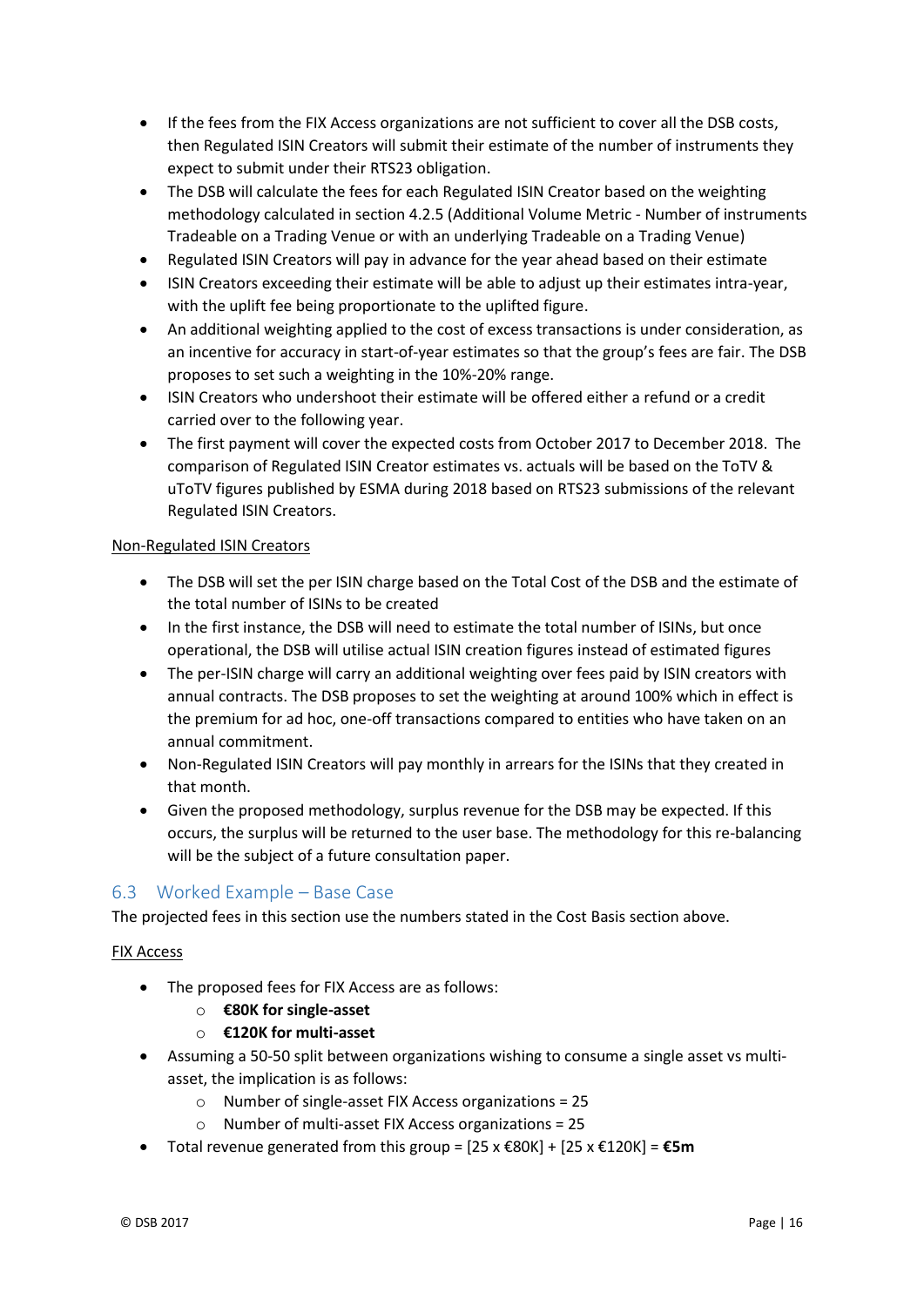- If the fees from the FIX Access organizations are not sufficient to cover all the DSB costs, then Regulated ISIN Creators will submit their estimate of the number of instruments they expect to submit under their RTS23 obligation.
- The DSB will calculate the fees for each Regulated ISIN Creator based on the weighting methodology calculated in section 4.2.5 (Additional Volume Metric - Number of instruments Tradeable on a Trading Venue or with an underlying Tradeable on a Trading Venue)
- Regulated ISIN Creators will pay in advance for the year ahead based on their estimate
- ISIN Creators exceeding their estimate will be able to adjust up their estimates intra-year, with the uplift fee being proportionate to the uplifted figure.
- An additional weighting applied to the cost of excess transactions is under consideration, as an incentive for accuracy in start-of-year estimates so that the group's fees are fair. The DSB proposes to set such a weighting in the 10%-20% range.
- ISIN Creators who undershoot their estimate will be offered either a refund or a credit carried over to the following year.
- The first payment will cover the expected costs from October 2017 to December 2018. The comparison of Regulated ISIN Creator estimates vs. actuals will be based on the ToTV & uToTV figures published by ESMA during 2018 based on RTS23 submissions of the relevant Regulated ISIN Creators.

Non-Regulated ISIN Creators

- The DSB will set the per ISIN charge based on the Total Cost of the DSB and the estimate of the total number of ISINs to be created
- In the first instance, the DSB will need to estimate the total number of ISINs, but once operational, the DSB will utilise actual ISIN creation figures instead of estimated figures
- The per-ISIN charge will carry an additional weighting over fees paid by ISIN creators with annual contracts. The DSB proposes to set the weighting at around 100% which in effect is the premium for ad hoc, one-off transactions compared to entities who have taken on an annual commitment.
- Non-Regulated ISIN Creators will pay monthly in arrears for the ISINs that they created in that month.
- Given the proposed methodology, surplus revenue for the DSB may be expected. If this occurs, the surplus will be returned to the user base. The methodology for this re-balancing will be the subject of a future consultation paper.

## 6.3 Worked Example – Base Case

The projected fees in this section use the numbers stated in the Cost Basis section above.

FIX Access

- The proposed fees for FIX Access are as follows:
  - **€80K for single-asset**
  - **€120K for multi-asset**
- Assuming a 50-50 split between organizations wishing to consume a single asset vs multi-asset, the implication is as follows:
  - Number of single-asset FIX Access organizations = 25
  - Number of multi-asset FIX Access organizations = 25
- Total revenue generated from this group = [25 x €80K] + [25 x €120K] = **€5m**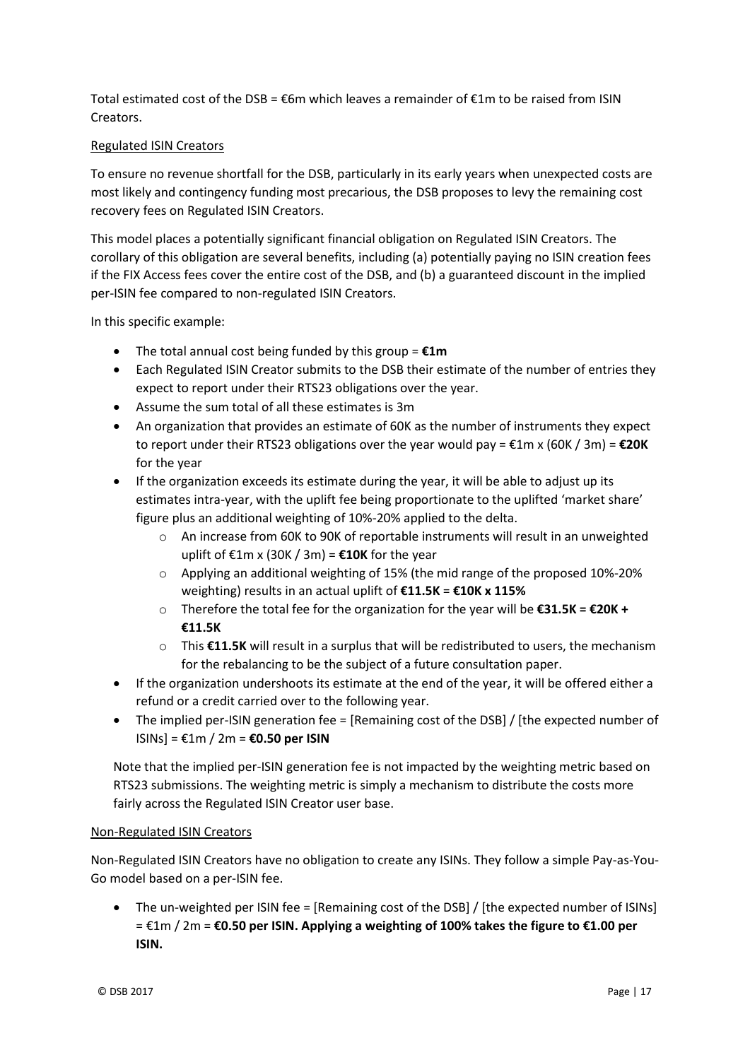Total estimated cost of the DSB = €6m which leaves a remainder of €1m to be raised from ISIN Creators.

Regulated ISIN Creators

To ensure no revenue shortfall for the DSB, particularly in its early years when unexpected costs are most likely and contingency funding most precarious, the DSB proposes to levy the remaining cost recovery fees on Regulated ISIN Creators.

This model places a potentially significant financial obligation on Regulated ISIN Creators. The corollary of this obligation are several benefits, including (a) potentially paying no ISIN creation fees if the FIX Access fees cover the entire cost of the DSB, and (b) a guaranteed discount in the implied per-ISIN fee compared to non-regulated ISIN Creators.

In this specific example:

- The total annual cost being funded by this group = **€1m**
- Each Regulated ISIN Creator submits to the DSB their estimate of the number of entries they expect to report under their RTS23 obligations over the year.
- Assume the sum total of all these estimates is 3m
- An organization that provides an estimate of 60K as the number of instruments they expect to report under their RTS23 obligations over the year would pay = €1m x (60K / 3m) = **€20K** for the year
- If the organization exceeds its estimate during the year, it will be able to adjust up its estimates intra-year, with the uplift fee being proportionate to the uplifted 'market share' figure plus an additional weighting of 10%-20% applied to the delta.
  - An increase from 60K to 90K of reportable instruments will result in an unweighted uplift of €1m x (30K / 3m) = **€10K** for the year
  - Applying an additional weighting of 15% (the mid range of the proposed 10%-20% weighting) results in an actual uplift of **€11.5K** = **€10K x 115%**
  - Therefore the total fee for the organization for the year will be **€31.5K = €20K + €11.5K**
  - This **€11.5K** will result in a surplus that will be redistributed to users, the mechanism for the rebalancing to be the subject of a future consultation paper.
- If the organization undershoots its estimate at the end of the year, it will be offered either a refund or a credit carried over to the following year.
- The implied per-ISIN generation fee = [Remaining cost of the DSB] / [the expected number of ISINs] = €1m / 2m = **€0.50 per ISIN**

Note that the implied per-ISIN generation fee is not impacted by the weighting metric based on RTS23 submissions. The weighting metric is simply a mechanism to distribute the costs more fairly across the Regulated ISIN Creator user base.

Non-Regulated ISIN Creators

Non-Regulated ISIN Creators have no obligation to create any ISINs. They follow a simple Pay-as-You-Go model based on a per-ISIN fee.

- The un-weighted per ISIN fee = [Remaining cost of the DSB] / [the expected number of ISINs] = €1m / 2m = **€0.50 per ISIN. Applying a weighting of 100% takes the figure to €1.00 per ISIN.**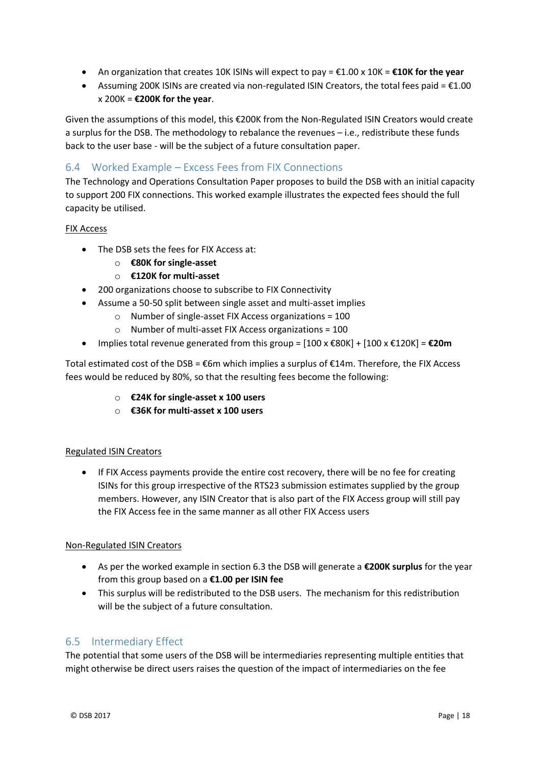- An organization that creates 10K ISINs will expect to pay = €1.00 x 10K = **€10K for the year**
- Assuming 200K ISINs are created via non-regulated ISIN Creators, the total fees paid = €1.00 x 200K = **€200K for the year**.

Given the assumptions of this model, this €200K from the Non-Regulated ISIN Creators would create a surplus for the DSB. The methodology to rebalance the revenues – i.e., redistribute these funds back to the user base - will be the subject of a future consultation paper.

## 6.4 Worked Example – Excess Fees from FIX Connections

The Technology and Operations Consultation Paper proposes to build the DSB with an initial capacity to support 200 FIX connections. This worked example illustrates the expected fees should the full capacity be utilised.

<u>FIX Access</u>

- The DSB sets the fees for FIX Access at:
  - **€80K for single-asset**
  - **€120K for multi-asset**
- 200 organizations choose to subscribe to FIX Connectivity
- Assume a 50-50 split between single asset and multi-asset implies
  - Number of single-asset FIX Access organizations = 100
  - Number of multi-asset FIX Access organizations = 100
- Implies total revenue generated from this group = [100 x €80K] + [100 x €120K] = **€20m**

Total estimated cost of the DSB = €6m which implies a surplus of €14m. Therefore, the FIX Access fees would be reduced by 80%, so that the resulting fees become the following:

  - **€24K for single-asset x 100 users**
  - **€36K for multi-asset x 100 users**

<u>Regulated ISIN Creators</u>

- If FIX Access payments provide the entire cost recovery, there will be no fee for creating ISINs for this group irrespective of the RTS23 submission estimates supplied by the group members. However, any ISIN Creator that is also part of the FIX Access group will still pay the FIX Access fee in the same manner as all other FIX Access users

<u>Non-Regulated ISIN Creators</u>

- As per the worked example in section 6.3 the DSB will generate a **€200K surplus** for the year from this group based on a **€1.00 per ISIN fee**
- This surplus will be redistributed to the DSB users. The mechanism for this redistribution will be the subject of a future consultation.

## 6.5 Intermediary Effect

The potential that some users of the DSB will be intermediaries representing multiple entities that might otherwise be direct users raises the question of the impact of intermediaries on the fee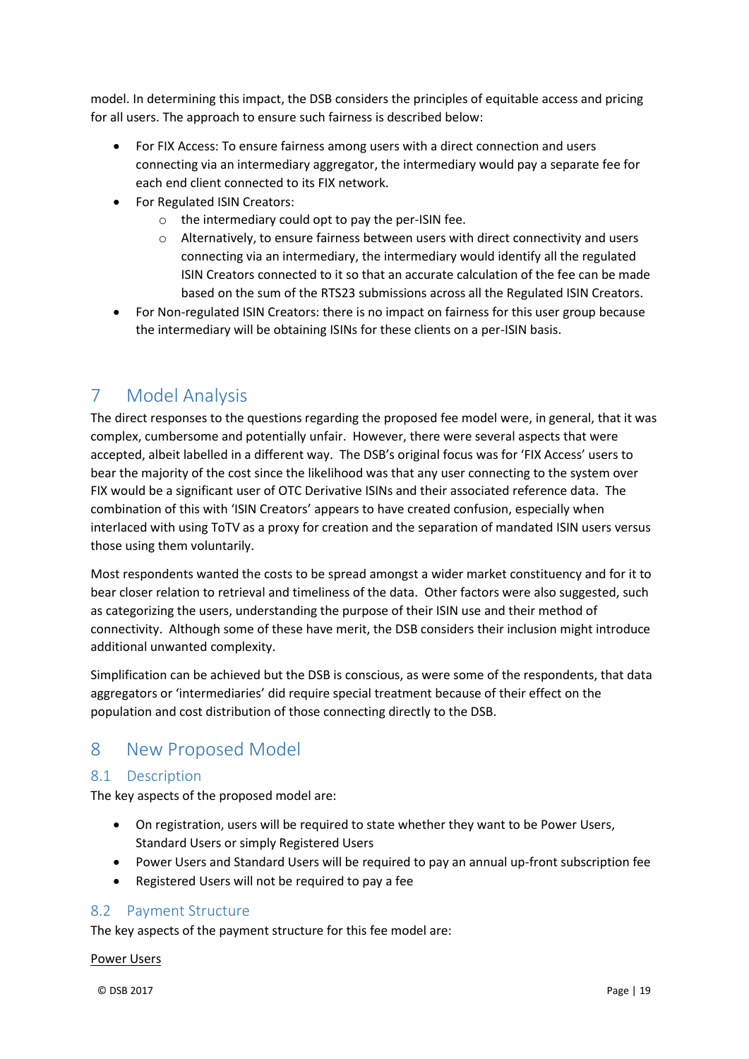model. In determining this impact, the DSB considers the principles of equitable access and pricing for all users. The approach to ensure such fairness is described below:

- For FIX Access: To ensure fairness among users with a direct connection and users connecting via an intermediary aggregator, the intermediary would pay a separate fee for each end client connected to its FIX network.
- For Regulated ISIN Creators:
  - the intermediary could opt to pay the per-ISIN fee.
  - Alternatively, to ensure fairness between users with direct connectivity and users connecting via an intermediary, the intermediary would identify all the regulated ISIN Creators connected to it so that an accurate calculation of the fee can be made based on the sum of the RTS23 submissions across all the Regulated ISIN Creators.
- For Non-regulated ISIN Creators: there is no impact on fairness for this user group because the intermediary will be obtaining ISINs for these clients on a per-ISIN basis.

# 7 Model Analysis

The direct responses to the questions regarding the proposed fee model were, in general, that it was complex, cumbersome and potentially unfair. However, there were several aspects that were accepted, albeit labelled in a different way. The DSB's original focus was for 'FIX Access' users to bear the majority of the cost since the likelihood was that any user connecting to the system over FIX would be a significant user of OTC Derivative ISINs and their associated reference data. The combination of this with 'ISIN Creators' appears to have created confusion, especially when interlaced with using ToTV as a proxy for creation and the separation of mandated ISIN users versus those using them voluntarily.

Most respondents wanted the costs to be spread amongst a wider market constituency and for it to bear closer relation to retrieval and timeliness of the data. Other factors were also suggested, such as categorizing the users, understanding the purpose of their ISIN use and their method of connectivity. Although some of these have merit, the DSB considers their inclusion might introduce additional unwanted complexity.

Simplification can be achieved but the DSB is conscious, as were some of the respondents, that data aggregators or 'intermediaries' did require special treatment because of their effect on the population and cost distribution of those connecting directly to the DSB.

# 8 New Proposed Model

## 8.1 Description

The key aspects of the proposed model are:

- On registration, users will be required to state whether they want to be Power Users, Standard Users or simply Registered Users
- Power Users and Standard Users will be required to pay an annual up-front subscription fee
- Registered Users will not be required to pay a fee

## 8.2 Payment Structure

The key aspects of the payment structure for this fee model are:

Power Users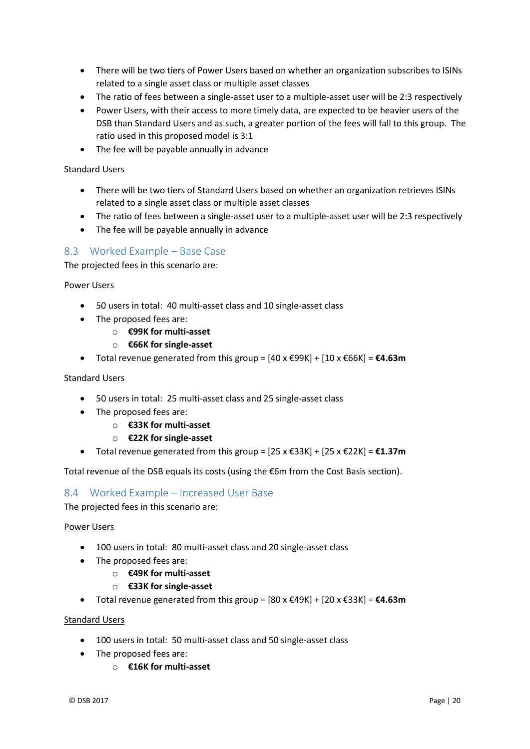- There will be two tiers of Power Users based on whether an organization subscribes to ISINs related to a single asset class or multiple asset classes
- The ratio of fees between a single-asset user to a multiple-asset user will be 2:3 respectively
- Power Users, with their access to more timely data, are expected to be heavier users of the DSB than Standard Users and as such, a greater portion of the fees will fall to this group. The ratio used in this proposed model is 3:1
- The fee will be payable annually in advance

Standard Users

- There will be two tiers of Standard Users based on whether an organization retrieves ISINs related to a single asset class or multiple asset classes
- The ratio of fees between a single-asset user to a multiple-asset user will be 2:3 respectively
- The fee will be payable annually in advance

## 8.3 Worked Example – Base Case

The projected fees in this scenario are:

Power Users

- 50 users in total: 40 multi-asset class and 10 single-asset class
- The proposed fees are:
    - **€99K for multi-asset**
    - **€66K for single-asset**
- Total revenue generated from this group = [40 x €99K] + [10 x €66K] = **€4.63m**

Standard Users

- 50 users in total: 25 multi-asset class and 25 single-asset class
- The proposed fees are:
    - **€33K for multi-asset**
    - **€22K for single-asset**
- Total revenue generated from this group = [25 x €33K] + [25 x €22K] = **€1.37m**

Total revenue of the DSB equals its costs (using the €6m from the Cost Basis section).

## 8.4 Worked Example – Increased User Base

The projected fees in this scenario are:

Power Users

- 100 users in total: 80 multi-asset class and 20 single-asset class
- The proposed fees are:
    - **€49K for multi-asset**
    - **€33K for single-asset**
- Total revenue generated from this group = [80 x €49K] + [20 x €33K] = **€4.63m**

Standard Users

- 100 users in total: 50 multi-asset class and 50 single-asset class
- The proposed fees are:
    - **€16K for multi-asset**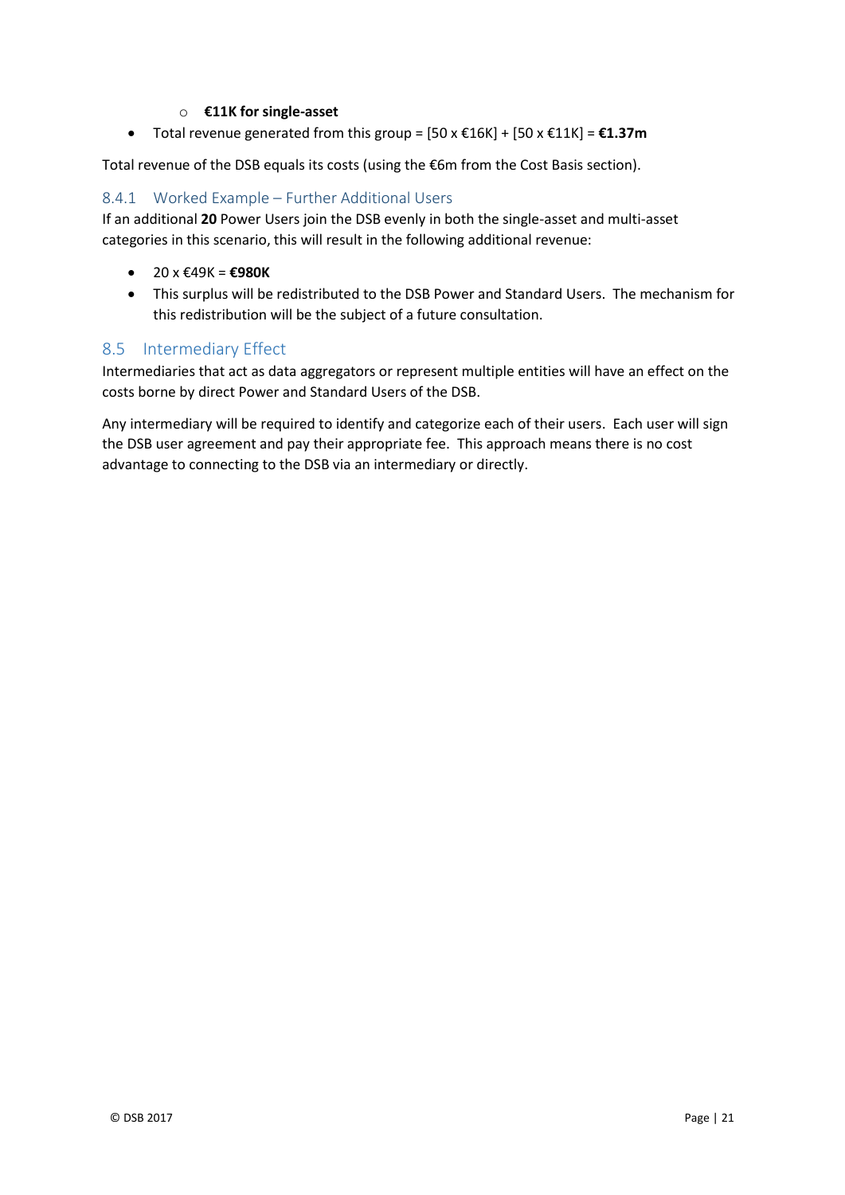- **€11K for single-asset**
- Total revenue generated from this group = [50 x €16K] + [50 x €11K] = **€1.37m**

Total revenue of the DSB equals its costs (using the €6m from the Cost Basis section).

### 8.4.1 Worked Example – Further Additional Users

If an additional **20** Power Users join the DSB evenly in both the single-asset and multi-asset categories in this scenario, this will result in the following additional revenue:

- 20 x €49K = **€980K**
- This surplus will be redistributed to the DSB Power and Standard Users. The mechanism for this redistribution will be the subject of a future consultation.

## 8.5 Intermediary Effect

Intermediaries that act as data aggregators or represent multiple entities will have an effect on the costs borne by direct Power and Standard Users of the DSB.

Any intermediary will be required to identify and categorize each of their users. Each user will sign the DSB user agreement and pay their appropriate fee. This approach means there is no cost advantage to connecting to the DSB via an intermediary or directly.